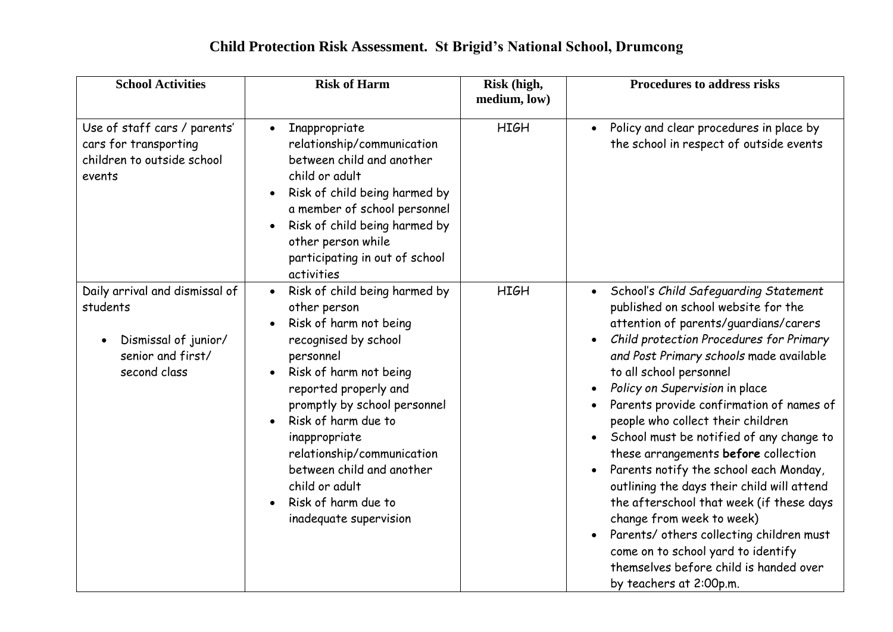# Child Protection Risk Assessment. St Brigid's National School, Drumcong

| School Activities | Risk of Harm | Risk (high, medium, low) | Procedures to address risks |
|---|---|---|---|
| Use of staff cars / parents' cars for transporting children to outside school events | • Inappropriate relationship/communication between child and another child or adult<br>• Risk of child being harmed by a member of school personnel<br>• Risk of child being harmed by other person while participating in out of school activities | HIGH | • Policy and clear procedures in place by the school in respect of outside events |
| Daily arrival and dismissal of students<br><br>• Dismissal of junior/ senior and first/ second class | • Risk of child being harmed by other person<br>• Risk of harm not being recognised by school personnel<br>• Risk of harm not being reported properly and promptly by school personnel<br>• Risk of harm due to inappropriate relationship/communication between child and another child or adult<br>• Risk of harm due to inadequate supervision | HIGH | • School's *Child Safeguarding Statement* published on school website for the attention of parents/guardians/carers<br>• *Child protection Procedures for Primary and Post Primary schools* made available to all school personnel<br>• *Policy on Supervision* in place<br>• Parents provide confirmation of names of people who collect their children<br>• School must be notified of any change to these arrangements **before** collection<br>• Parents notify the school each Monday, outlining the days their child will attend the afterschool that week (if these days change from week to week)<br>• Parents/ others collecting children must come on to school yard to identify themselves before child is handed over by teachers at 2:00p.m. |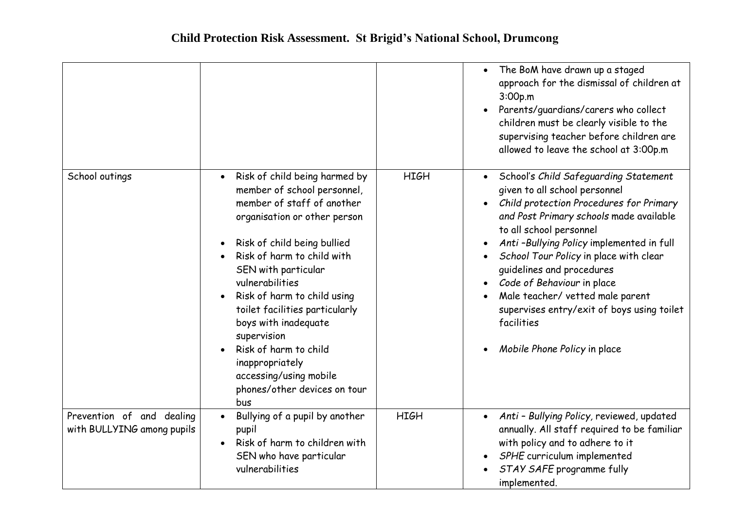# Child Protection Risk Assessment. St Brigid's National School, Drumcong

| | | | |
|---|---|---|---|
| | | | • The BoM have drawn up a staged approach for the dismissal of children at 3:00p.m<br>• Parents/guardians/carers who collect children must be clearly visible to the supervising teacher before children are allowed to leave the school at 3:00p.m |
| School outings | • Risk of child being harmed by member of school personnel, member of staff of another organisation or other person<br>• Risk of child being bullied<br>• Risk of harm to child with SEN with particular vulnerabilities<br>• Risk of harm to child using toilet facilities particularly boys with inadequate supervision<br>• Risk of harm to child inappropriately accessing/using mobile phones/other devices on tour bus | HIGH | • School's *Child Safeguarding Statement* given to all school personnel<br>• *Child protection Procedures for Primary and Post Primary schools* made available to all school personnel<br>• *Anti –Bullying Policy* implemented in full<br>• *School Tour Policy* in place with clear guidelines and procedures<br>• *Code of Behaviour* in place<br>• Male teacher/ vetted male parent supervises entry/exit of boys using toilet facilities<br>• *Mobile Phone Policy* in place |
| Prevention of and dealing with BULLYING among pupils | • Bullying of a pupil by another pupil<br>• Risk of harm to children with SEN who have particular vulnerabilities | HIGH | • *Anti – Bullying Policy*, reviewed, updated annually. All staff required to be familiar with policy and to adhere to it<br>• *SPHE* curriculum implemented<br>• *STAY SAFE* programme fully implemented. |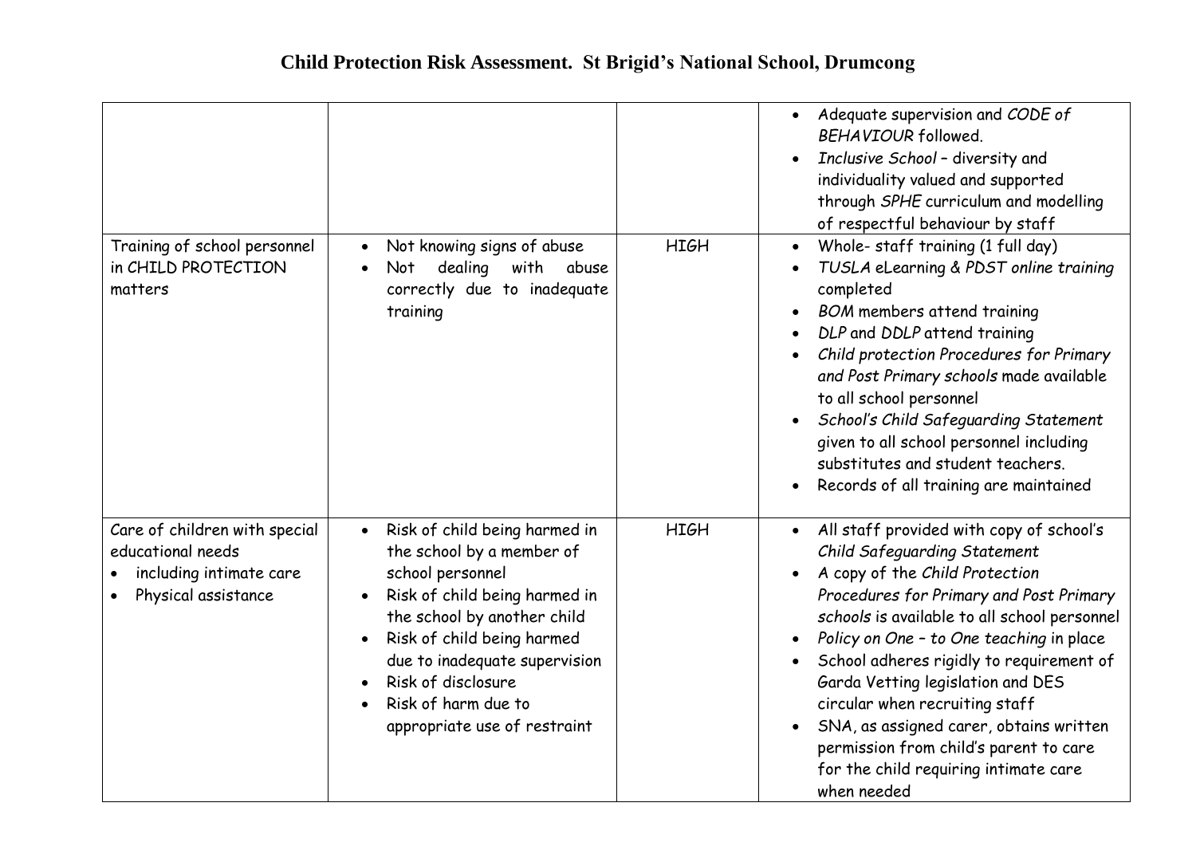# Child Protection Risk Assessment. St Brigid's National School, Drumcong

| | | | |
|---|---|---|---|
| | | | • Adequate supervision and *CODE of BEHAVIOUR* followed.<br>• *Inclusive School* – diversity and individuality valued and supported through *SPHE* curriculum and modelling of respectful behaviour by staff |
| Training of school personnel in CHILD PROTECTION matters | • Not knowing signs of abuse<br>• Not dealing with abuse correctly due to inadequate training | HIGH | • Whole- staff training (1 full day)<br>• *TUSLA* eLearning & *PDST online training* completed<br>• *BOM* members attend training<br>• *DLP* and *DDLP* attend training<br>• *Child protection Procedures for Primary and Post Primary schools* made available to all school personnel<br>• *School's Child Safeguarding Statement* given to all school personnel including substitutes and student teachers.<br>• Records of all training are maintained |
| Care of children with special educational needs<br>• including intimate care<br>• Physical assistance | • Risk of child being harmed in the school by a member of school personnel<br>• Risk of child being harmed in the school by another child<br>• Risk of child being harmed due to inadequate supervision<br>• Risk of disclosure<br>• Risk of harm due to appropriate use of restraint | HIGH | • All staff provided with copy of school's *Child Safeguarding Statement*<br>• A copy of the *Child Protection Procedures for Primary and Post Primary schools* is available to all school personnel<br>• *Policy on One – to One teaching* in place<br>• School adheres rigidly to requirement of Garda Vetting legislation and DES circular when recruiting staff<br>• SNA, as assigned carer, obtains written permission from child's parent to care for the child requiring intimate care when needed |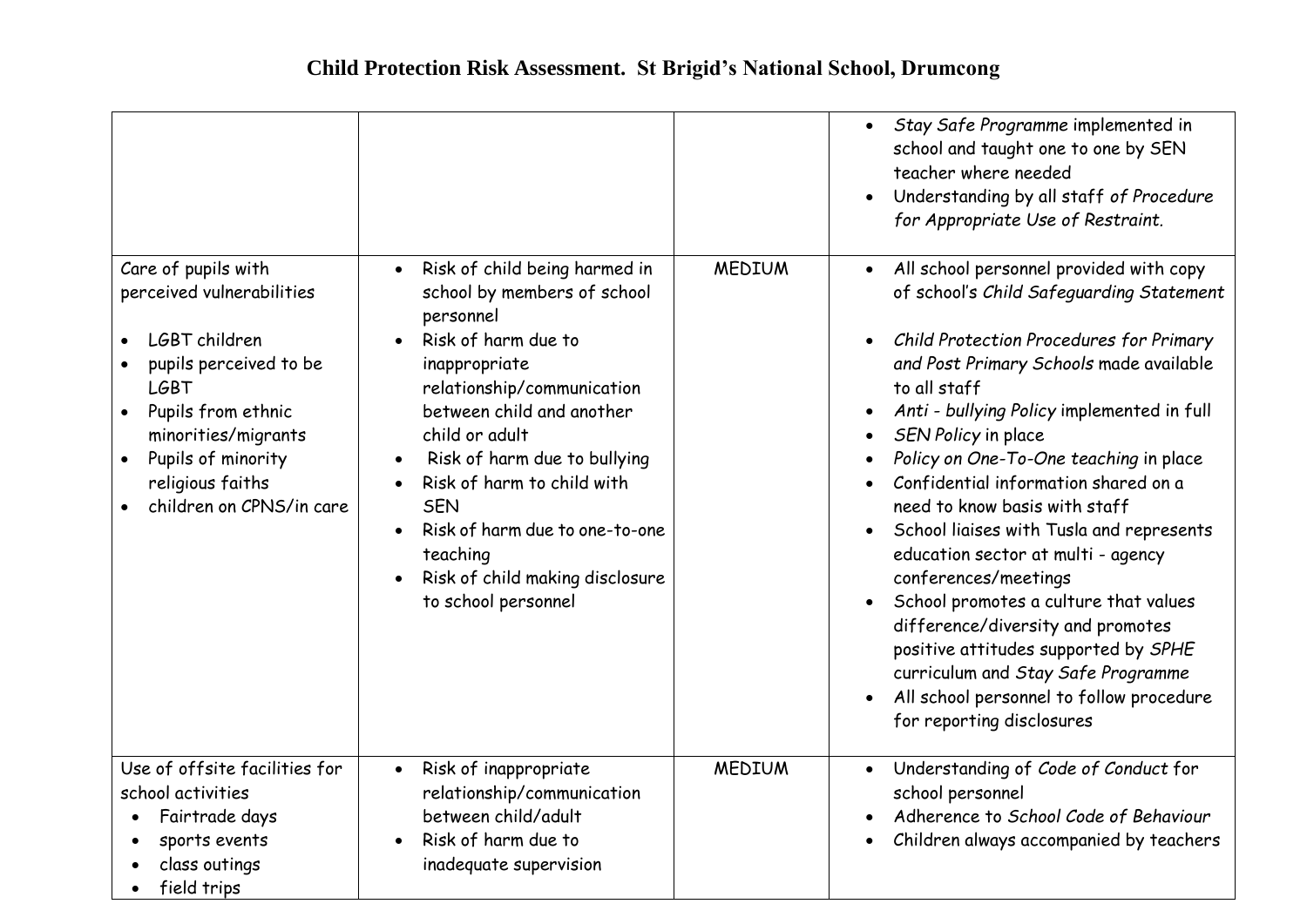# Child Protection Risk Assessment. St Brigid's National School, Drumcong

| | | | |
|---|---|---|---|
| | | | • *Stay Safe Programme* implemented in school and taught one to one by SEN teacher where needed<br>• Understanding by all staff *of Procedure for Appropriate Use of Restraint.* |
| Care of pupils with perceived vulnerabilities<br><br>• LGBT children<br>• pupils perceived to be LGBT<br>• Pupils from ethnic minorities/migrants<br>• Pupils of minority religious faiths<br>• children on CPNS/in care | • Risk of child being harmed in school by members of school personnel<br>• Risk of harm due to inappropriate relationship/communication between child and another child or adult<br>• Risk of harm due to bullying<br>• Risk of harm to child with SEN<br>• Risk of harm due to one-to-one teaching<br>• Risk of child making disclosure to school personnel | MEDIUM | • All school personnel provided with copy of school's *Child Safeguarding Statement*<br>• *Child Protection Procedures for Primary and Post Primary Schools* made available to all staff<br>• *Anti - bullying Policy* implemented in full<br>• *SEN Policy* in place<br>• *Policy on One-To-One teaching* in place<br>• Confidential information shared on a need to know basis with staff<br>• School liaises with Tusla and represents education sector at multi - agency conferences/meetings<br>• School promotes a culture that values difference/diversity and promotes positive attitudes supported by *SPHE* curriculum and *Stay Safe Programme*<br>• All school personnel to follow procedure for reporting disclosures |
| Use of offsite facilities for school activities<br>• Fairtrade days<br>• sports events<br>• class outings<br>• field trips | • Risk of inappropriate relationship/communication between child/adult<br>• Risk of harm due to inadequate supervision | MEDIUM | • Understanding of *Code of Conduct* for school personnel<br>• Adherence to *School Code of Behaviour*<br>• Children always accompanied by teachers |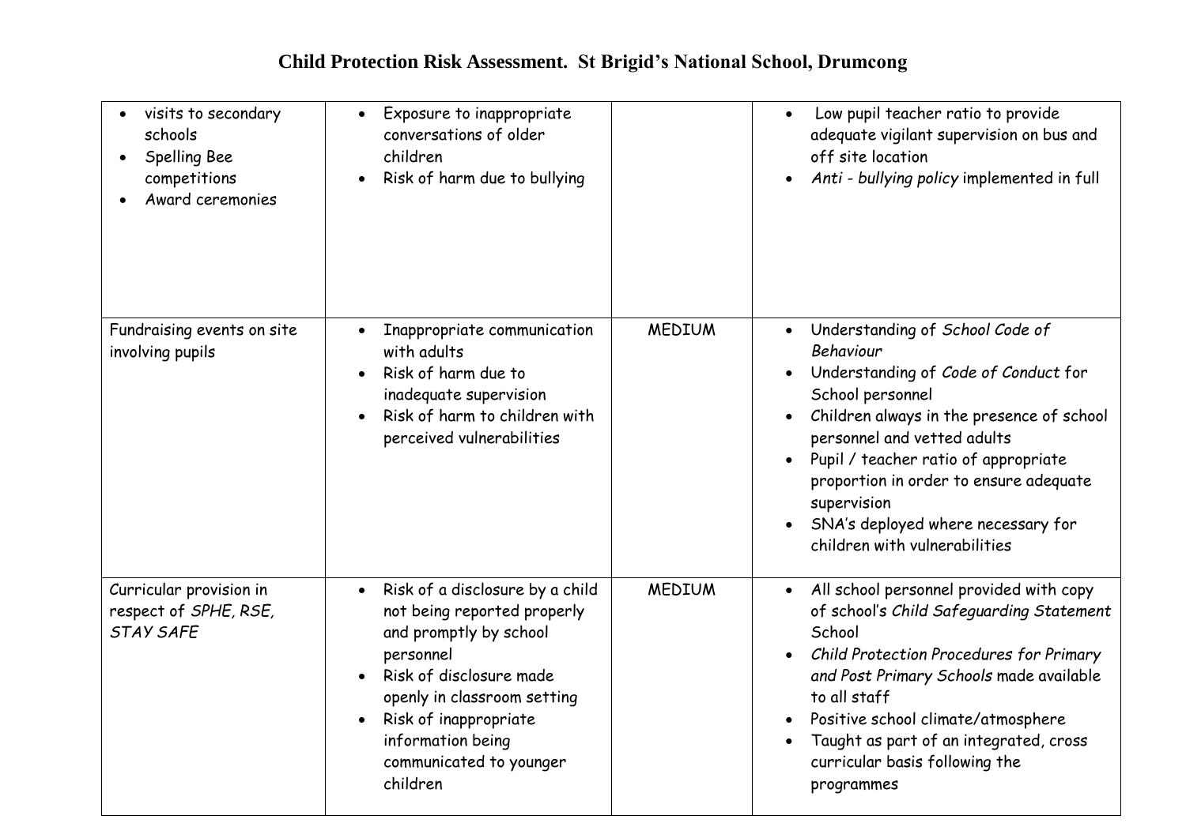# Child Protection Risk Assessment. St Brigid's National School, Drumcong

| | | | |
|---|---|---|---|
| • visits to secondary schools<br>• Spelling Bee competitions<br>• Award ceremonies | • Exposure to inappropriate conversations of older children<br>• Risk of harm due to bullying | | • Low pupil teacher ratio to provide adequate vigilant supervision on bus and off site location<br>• *Anti - bullying policy* implemented in full |
| Fundraising events on site involving pupils | • Inappropriate communication with adults<br>• Risk of harm due to inadequate supervision<br>• Risk of harm to children with perceived vulnerabilities | MEDIUM | • Understanding of *School Code of Behaviour*<br>• Understanding of *Code of Conduct* for School personnel<br>• Children always in the presence of school personnel and vetted adults<br>• Pupil / teacher ratio of appropriate proportion in order to ensure adequate supervision<br>• SNA's deployed where necessary for children with vulnerabilities |
| Curricular provision in respect of *SPHE, RSE, STAY SAFE* | • Risk of a disclosure by a child not being reported properly and promptly by school personnel<br>• Risk of disclosure made openly in classroom setting<br>• Risk of inappropriate information being communicated to younger children | MEDIUM | • All school personnel provided with copy of school's *Child Safeguarding Statement* School<br>• *Child Protection Procedures for Primary and Post Primary Schools* made available to all staff<br>• Positive school climate/atmosphere<br>• Taught as part of an integrated, cross curricular basis following the programmes |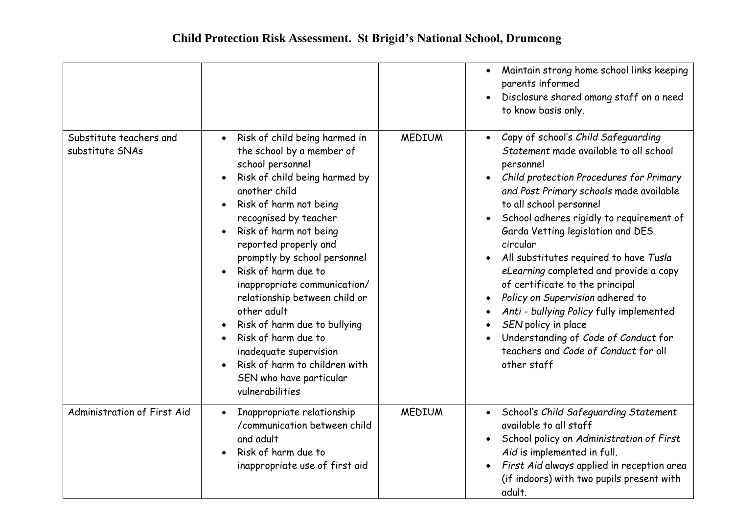## Child Protection Risk Assessment. St Brigid's National School, Drumcong

| | | | |
|---|---|---|---|
| | | | • Maintain strong home school links keeping parents informed<br>• Disclosure shared among staff on a need to know basis only. |
| Substitute teachers and substitute SNAs | • Risk of child being harmed in the school by a member of school personnel<br>• Risk of child being harmed by another child<br>• Risk of harm not being recognised by teacher<br>• Risk of harm not being reported properly and promptly by school personnel<br>• Risk of harm due to inappropriate communication/ relationship between child or other adult<br>• Risk of harm due to bullying<br>• Risk of harm due to inadequate supervision<br>• Risk of harm to children with SEN who have particular vulnerabilities | MEDIUM | • Copy of school's *Child Safeguarding Statement* made available to all school personnel<br>• *Child protection Procedures for Primary and Post Primary schools* made available to all school personnel<br>• School adheres rigidly to requirement of Garda Vetting legislation and DES circular<br>• All substitutes required to have *Tusla eLearning* completed and provide a copy of certificate to the principal<br>• *Policy on Supervision* adhered to<br>• *Anti - bullying Policy* fully implemented<br>• *SEN* policy in place<br>• Understanding of *Code of Conduct* for teachers and *Code of Conduct* for all other staff |
| Administration of First Aid | • Inappropriate relationship /communication between child and adult<br>• Risk of harm due to inappropriate use of first aid | MEDIUM | • School's *Child Safeguarding Statement* available to all staff<br>• School policy on *Administration of First Aid* is implemented in full.<br>• *First Aid* always applied in reception area (if indoors) with two pupils present with adult. |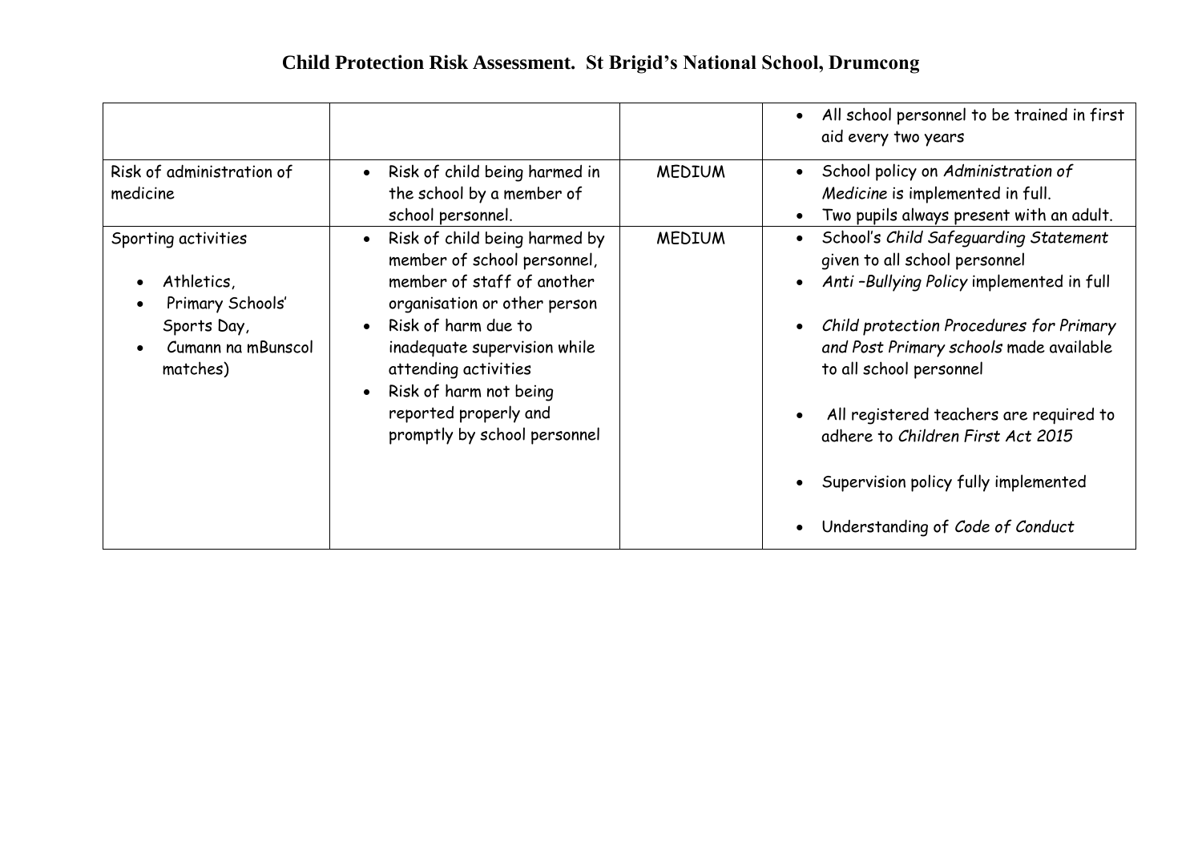## Child Protection Risk Assessment. St Brigid's National School, Drumcong

| | | | |
|---|---|---|---|
| | | | • All school personnel to be trained in first aid every two years |
| Risk of administration of medicine | • Risk of child being harmed in the school by a member of school personnel. | MEDIUM | • School policy on *Administration of Medicine* is implemented in full.<br>• Two pupils always present with an adult. |
| Sporting activities<br>• Athletics,<br>• Primary Schools' Sports Day,<br>• Cumann na mBunscol matches) | • Risk of child being harmed by member of school personnel, member of staff of another organisation or other person<br>• Risk of harm due to inadequate supervision while attending activities<br>• Risk of harm not being reported properly and promptly by school personnel | MEDIUM | • School's *Child Safeguarding Statement* given to all school personnel<br>• *Anti –Bullying Policy* implemented in full<br>• *Child protection Procedures for Primary and Post Primary schools* made available to all school personnel<br>• All registered teachers are required to adhere to *Children First Act 2015*<br>• Supervision policy fully implemented<br>• Understanding of *Code of Conduct* |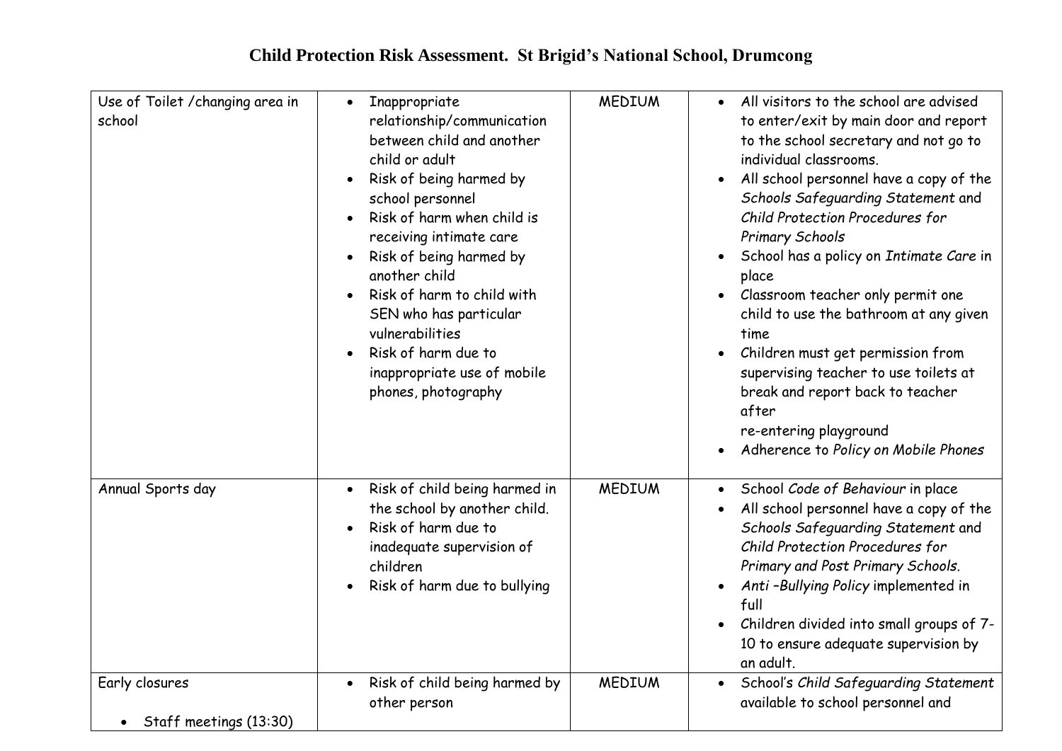# Child Protection Risk Assessment. St Brigid's National School, Drumcong

| | | | |
|---|---|---|---|
| Use of Toilet /changing area in school | • Inappropriate relationship/communication between child and another child or adult<br>• Risk of being harmed by school personnel<br>• Risk of harm when child is receiving intimate care<br>• Risk of being harmed by another child<br>• Risk of harm to child with SEN who has particular vulnerabilities<br>• Risk of harm due to inappropriate use of mobile phones, photography | MEDIUM | • All visitors to the school are advised to enter/exit by main door and report to the school secretary and not go to individual classrooms.<br>• All school personnel have a copy of the *Schools Safeguarding Statement* and *Child Protection Procedures for Primary Schools*<br>• School has a policy on *Intimate Care* in place<br>• Classroom teacher only permit one child to use the bathroom at any given time<br>• Children must get permission from supervising teacher to use toilets at break and report back to teacher after re-entering playground<br>• Adherence to *Policy on Mobile Phones* |
| Annual Sports day | • Risk of child being harmed in the school by another child.<br>• Risk of harm due to inadequate supervision of children<br>• Risk of harm due to bullying | MEDIUM | • School *Code of Behaviour* in place<br>• All school personnel have a copy of the *Schools Safeguarding Statement* and *Child Protection Procedures for Primary and Post Primary Schools.*<br>• *Anti –Bullying Policy* implemented in full<br>• Children divided into small groups of 7-10 to ensure adequate supervision by an adult. |
| Early closures<br><br>• Staff meetings (13:30) | • Risk of child being harmed by other person | MEDIUM | • School's *Child Safeguarding Statement* available to school personnel and |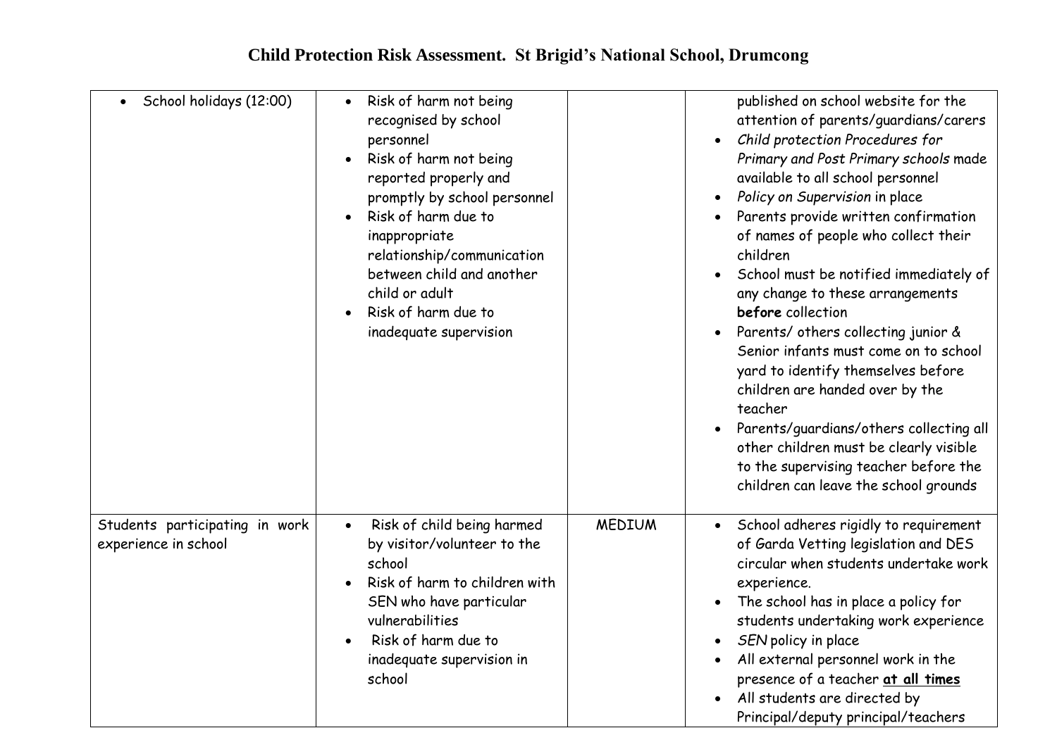# Child Protection Risk Assessment. St Brigid's National School, Drumcong

| | | | |
|---|---|---|---|
| • School holidays (12:00) | • Risk of harm not being recognised by school personnel<br>• Risk of harm not being reported properly and promptly by school personnel<br>• Risk of harm due to inappropriate relationship/communication between child and another child or adult<br>• Risk of harm due to inadequate supervision | | published on school website for the attention of parents/guardians/carers<br>• *Child protection Procedures for Primary and Post Primary schools* made available to all school personnel<br>• *Policy on Supervision* in place<br>• Parents provide written confirmation of names of people who collect their children<br>• School must be notified immediately of any change to these arrangements **before** collection<br>• Parents/ others collecting junior & Senior infants must come on to school yard to identify themselves before children are handed over by the teacher<br>• Parents/guardians/others collecting all other children must be clearly visible to the supervising teacher before the children can leave the school grounds |
| Students participating in work experience in school | • Risk of child being harmed by visitor/volunteer to the school<br>• Risk of harm to children with SEN who have particular vulnerabilities<br>• Risk of harm due to inadequate supervision in school | MEDIUM | • School adheres rigidly to requirement of Garda Vetting legislation and DES circular when students undertake work experience.<br>• The school has in place a policy for students undertaking work experience<br>• *SEN* policy in place<br>• All external personnel work in the presence of a teacher **at all times**<br>• All students are directed by Principal/deputy principal/teachers |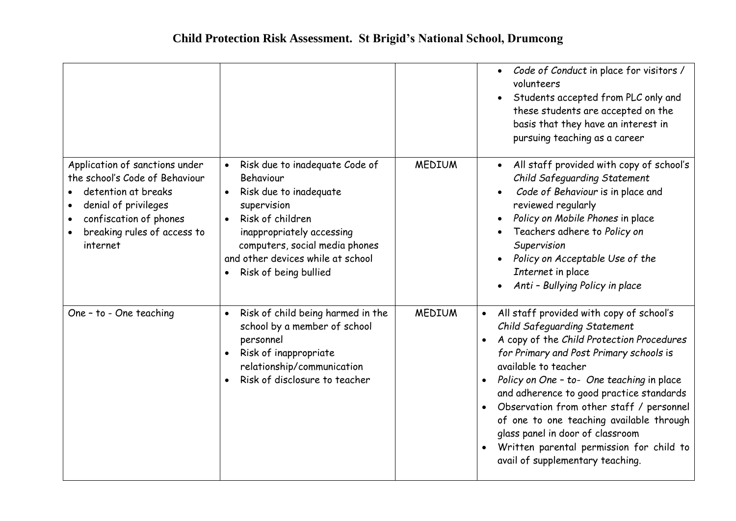# Child Protection Risk Assessment. St Brigid's National School, Drumcong

| | | | |
|---|---|---|---|
| | | | • *Code of Conduct* in place for visitors / volunteers<br>• Students accepted from PLC only and these students are accepted on the basis that they have an interest in pursuing teaching as a career |
| Application of sanctions under the school's Code of Behaviour<br>• detention at breaks<br>• denial of privileges<br>• confiscation of phones<br>• breaking rules of access to internet | • Risk due to inadequate Code of Behaviour<br>• Risk due to inadequate supervision<br>• Risk of children inappropriately accessing computers, social media phones and other devices while at school<br>• Risk of being bullied | MEDIUM | • All staff provided with copy of school's *Child Safeguarding Statement*<br>• *Code of Behaviour* is in place and reviewed regularly<br>• *Policy on Mobile Phones* in place<br>• Teachers adhere to *Policy on Supervision*<br>• *Policy on Acceptable Use of the Internet* in place<br>• *Anti – Bullying Policy in place* |
| One – to - One teaching | • Risk of child being harmed in the school by a member of school personnel<br>• Risk of inappropriate relationship/communication<br>• Risk of disclosure to teacher | MEDIUM | • All staff provided with copy of school's *Child Safeguarding Statement*<br>• A copy of the *Child Protection Procedures for Primary and Post Primary schools* is available to teacher<br>• *Policy on One – to- One teaching* in place and adherence to good practice standards<br>• Observation from other staff / personnel of one to one teaching available through glass panel in door of classroom<br>• Written parental permission for child to avail of supplementary teaching. |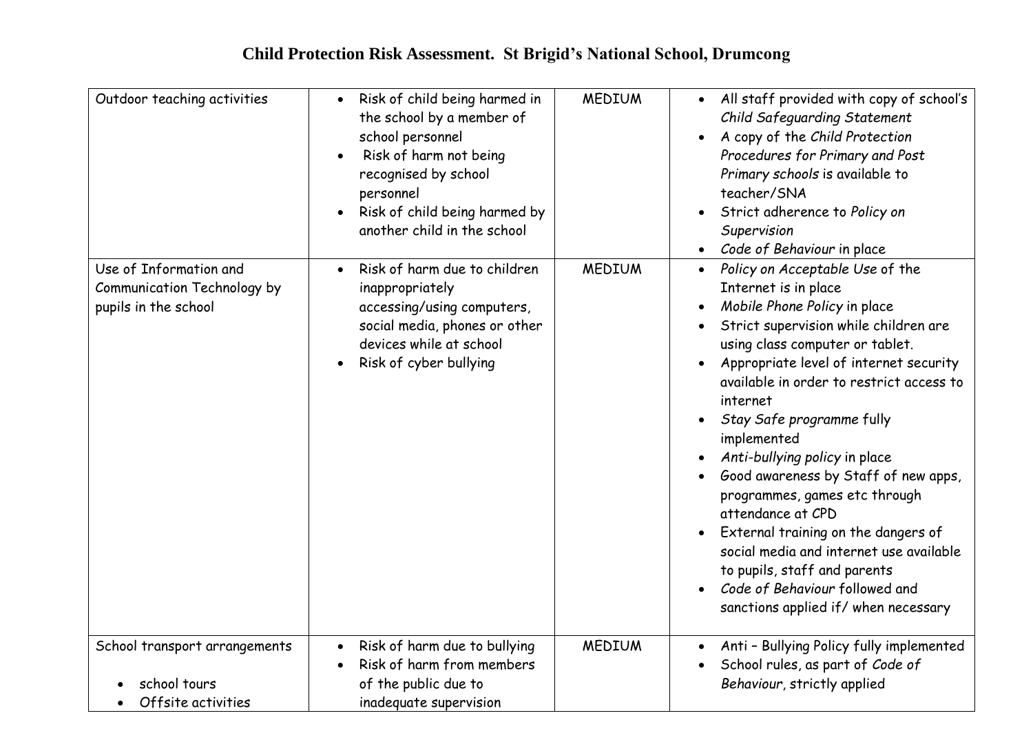# Child Protection Risk Assessment. St Brigid's National School, Drumcong

| | | | |
|---|---|---|---|
| Outdoor teaching activities | • Risk of child being harmed in the school by a member of school personnel<br>• Risk of harm not being recognised by school personnel<br>• Risk of child being harmed by another child in the school | MEDIUM | • All staff provided with copy of school's *Child Safeguarding Statement*<br>• A copy of the *Child Protection Procedures for Primary and Post Primary schools* is available to teacher/SNA<br>• Strict adherence to *Policy on Supervision*<br>• *Code of Behaviour* in place |
| Use of Information and Communication Technology by pupils in the school | • Risk of harm due to children inappropriately accessing/using computers, social media, phones or other devices while at school<br>• Risk of cyber bullying | MEDIUM | • *Policy on Acceptable Use* of the Internet is in place<br>• *Mobile Phone Policy* in place<br>• Strict supervision while children are using class computer or tablet.<br>• Appropriate level of internet security available in order to restrict access to internet<br>• *Stay Safe programme* fully implemented<br>• *Anti-bullying policy* in place<br>• Good awareness by Staff of new apps, programmes, games etc through attendance at CPD<br>• External training on the dangers of social media and internet use available to pupils, staff and parents<br>• *Code of Behaviour* followed and sanctions applied if/ when necessary |
| School transport arrangements<br>• school tours<br>• Offsite activities | • Risk of harm due to bullying<br>• Risk of harm from members of the public due to inadequate supervision | MEDIUM | • Anti – Bullying Policy fully implemented<br>• School rules, as part of *Code of Behaviour*, strictly applied |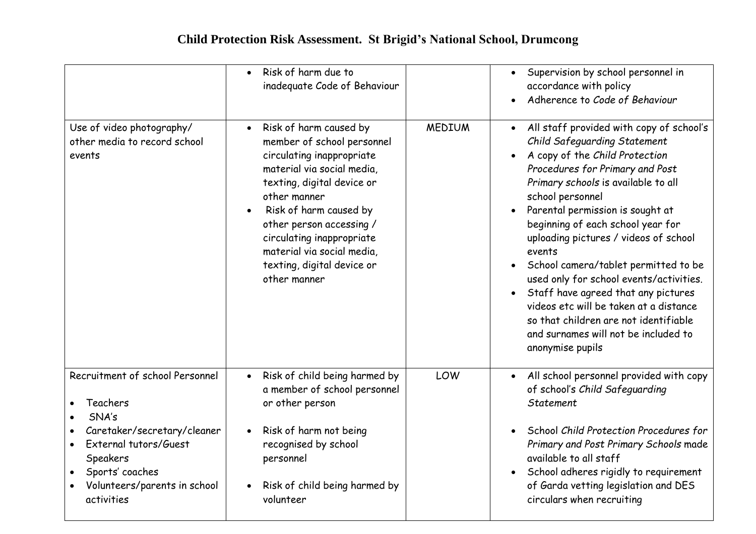# Child Protection Risk Assessment. St Brigid's National School, Drumcong

| | | | |
|---|---|---|---|
| | • Risk of harm due to inadequate Code of Behaviour | | • Supervision by school personnel in accordance with policy<br>• Adherence to *Code of Behaviour* |
| Use of video photography/ other media to record school events | • Risk of harm caused by member of school personnel circulating inappropriate material via social media, texting, digital device or other manner<br>• Risk of harm caused by other person accessing / circulating inappropriate material via social media, texting, digital device or other manner | MEDIUM | • All staff provided with copy of school's *Child Safeguarding Statement*<br>• A copy of the *Child Protection Procedures for Primary and Post Primary schools* is available to all school personnel<br>• Parental permission is sought at beginning of each school year for uploading pictures / videos of school events<br>• School camera/tablet permitted to be used only for school events/activities.<br>• Staff have agreed that any pictures videos etc will be taken at a distance so that children are not identifiable and surnames will not be included to anonymise pupils |
| Recruitment of school Personnel<br>• Teachers<br>• SNA's<br>• Caretaker/secretary/cleaner<br>• External tutors/Guest Speakers<br>• Sports' coaches<br>• Volunteers/parents in school activities | • Risk of child being harmed by a member of school personnel or other person<br>• Risk of harm not being recognised by school personnel<br>• Risk of child being harmed by volunteer | LOW | • All school personnel provided with copy of school's *Child Safeguarding Statement*<br>• School *Child Protection Procedures for Primary and Post Primary Schools* made available to all staff<br>• School adheres rigidly to requirement of Garda vetting legislation and DES circulars when recruiting |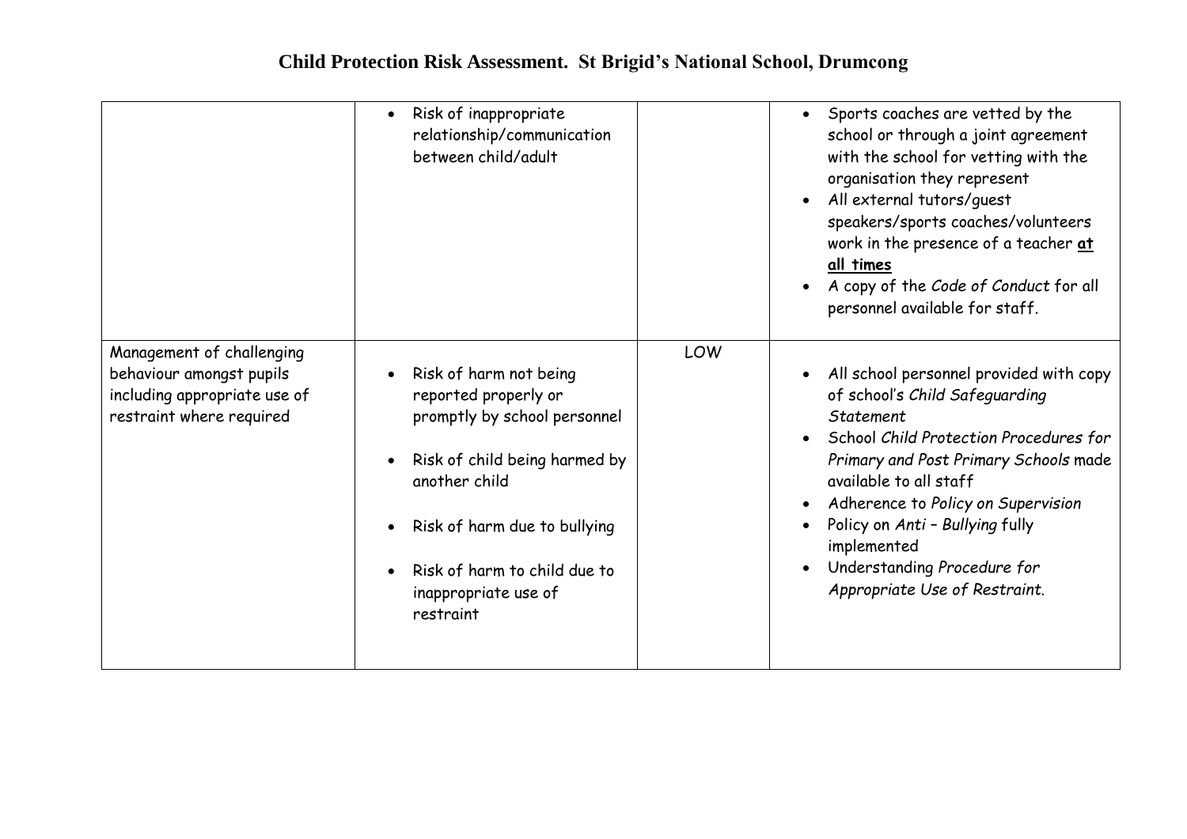# Child Protection Risk Assessment. St Brigid's National School, Drumcong

| | | | |
|---|---|---|---|
| | • Risk of inappropriate relationship/communication between child/adult | | • Sports coaches are vetted by the school or through a joint agreement with the school for vetting with the organisation they represent<br>• All external tutors/guest speakers/sports coaches/volunteers work in the presence of a teacher <u>**at all times**</u><br>• A copy of the *Code of Conduct* for all personnel available for staff. |
| Management of challenging behaviour amongst pupils including appropriate use of restraint where required | • Risk of harm not being reported properly or promptly by school personnel<br>• Risk of child being harmed by another child<br>• Risk of harm due to bullying<br>• Risk of harm to child due to inappropriate use of restraint | LOW | • All school personnel provided with copy of school's *Child Safeguarding Statement*<br>• School *Child Protection Procedures for Primary and Post Primary Schools* made available to all staff<br>• Adherence to *Policy on Supervision*<br>• Policy on *Anti – Bullying* fully implemented<br>• Understanding *Procedure for Appropriate Use of Restraint*. |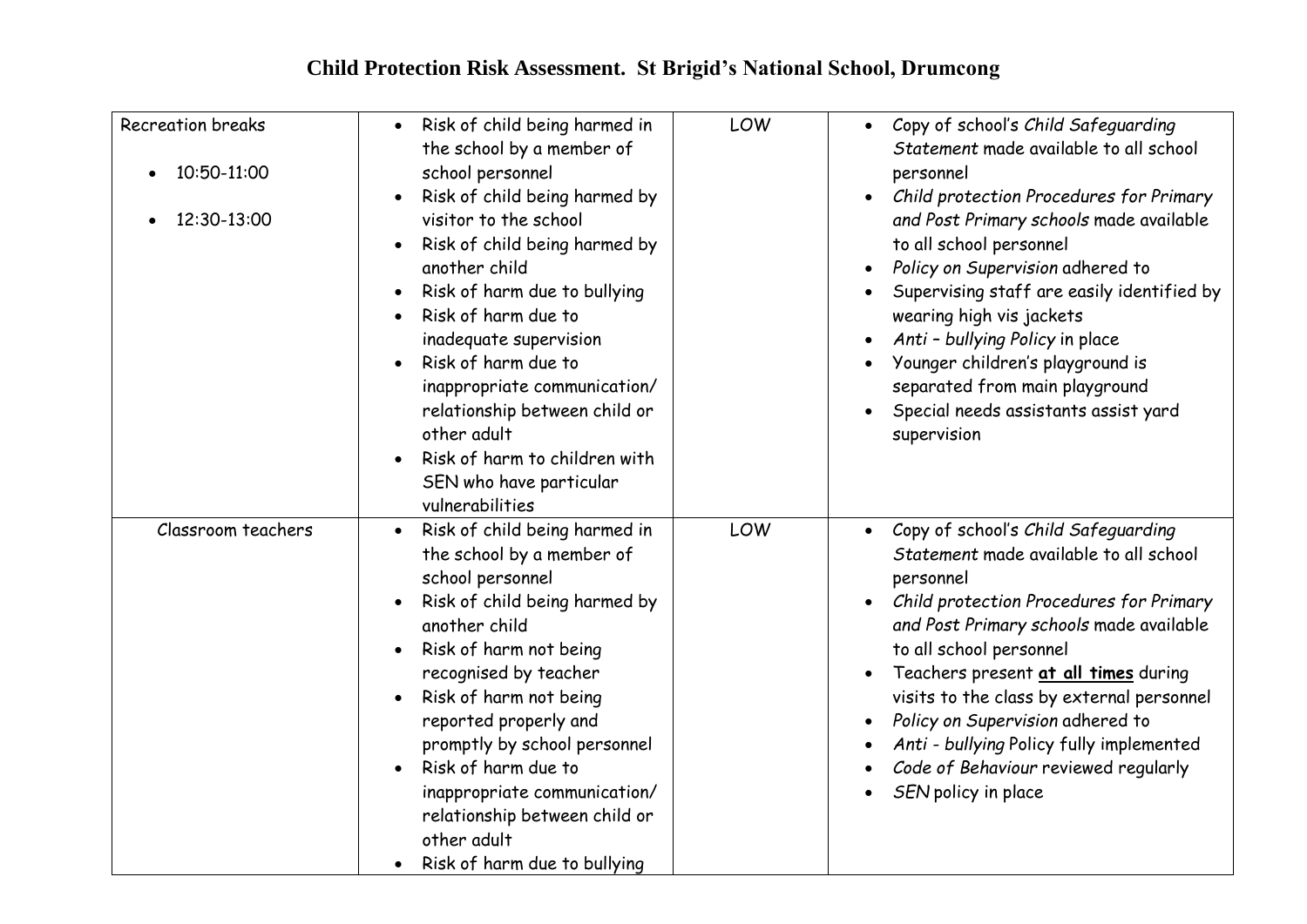# Child Protection Risk Assessment. St Brigid's National School, Drumcong

| | | | |
|---|---|---|---|
| Recreation breaks<br>• 10:50-11:00<br>• 12:30-13:00 | • Risk of child being harmed in the school by a member of school personnel<br>• Risk of child being harmed by visitor to the school<br>• Risk of child being harmed by another child<br>• Risk of harm due to bullying<br>• Risk of harm due to inadequate supervision<br>• Risk of harm due to inappropriate communication/ relationship between child or other adult<br>• Risk of harm to children with SEN who have particular vulnerabilities | LOW | • Copy of school's *Child Safeguarding Statement* made available to all school personnel<br>• *Child protection Procedures for Primary and Post Primary schools* made available to all school personnel<br>• *Policy on Supervision* adhered to<br>• Supervising staff are easily identified by wearing high vis jackets<br>• *Anti – bullying Policy* in place<br>• Younger children's playground is separated from main playground<br>• Special needs assistants assist yard supervision |
| Classroom teachers | • Risk of child being harmed in the school by a member of school personnel<br>• Risk of child being harmed by another child<br>• Risk of harm not being recognised by teacher<br>• Risk of harm not being reported properly and promptly by school personnel<br>• Risk of harm due to inappropriate communication/ relationship between child or other adult<br>• Risk of harm due to bullying | LOW | • Copy of school's *Child Safeguarding Statement* made available to all school personnel<br>• *Child protection Procedures for Primary and Post Primary schools* made available to all school personnel<br>• Teachers present **<u>at all times</u>** during visits to the class by external personnel<br>• *Policy on Supervision* adhered to<br>• *Anti - bullying* Policy fully implemented<br>• *Code of Behaviour* reviewed regularly<br>• *SEN* policy in place |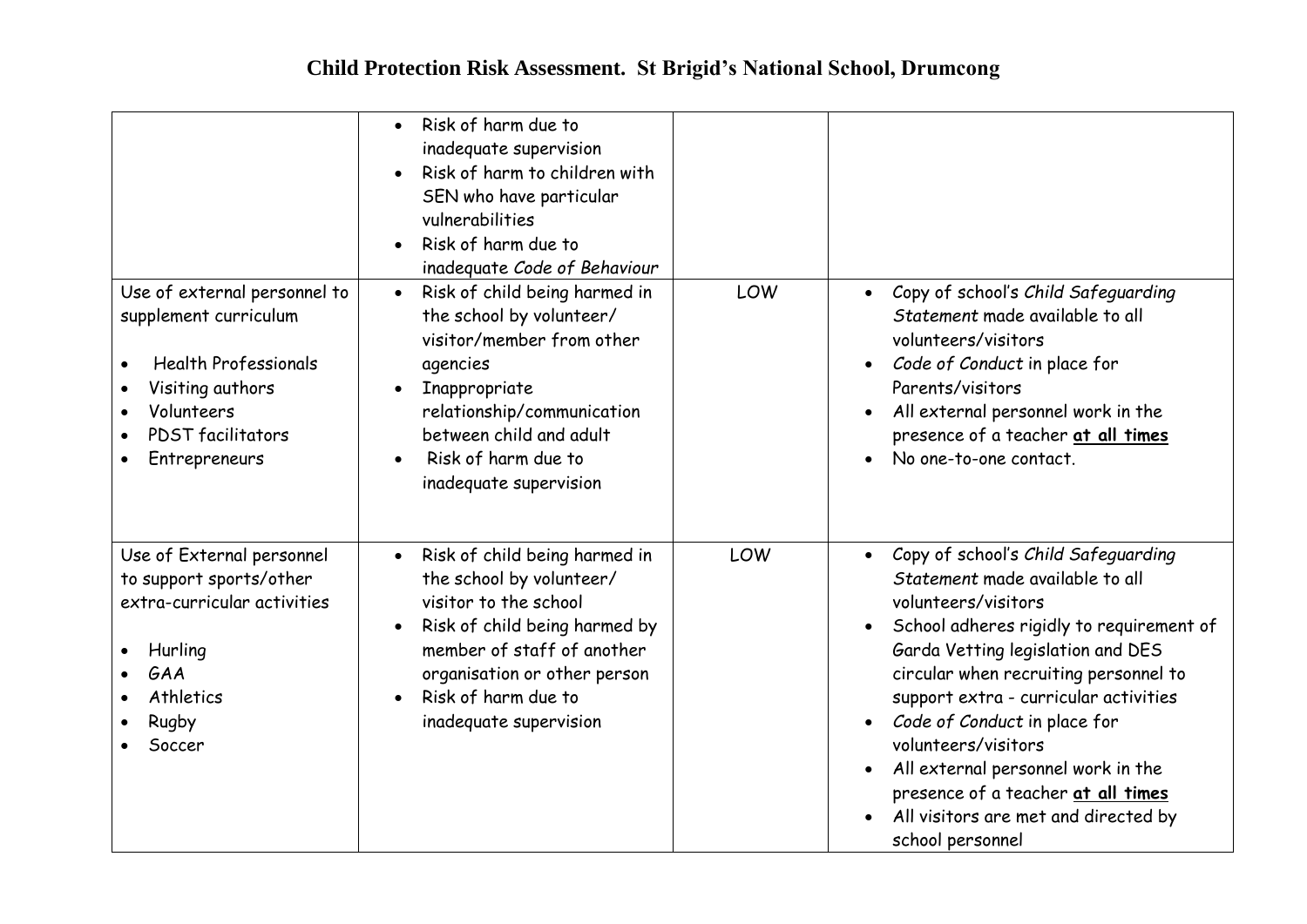# Child Protection Risk Assessment. St Brigid's National School, Drumcong

| | | | |
|---|---|---|---|
| | • Risk of harm due to inadequate supervision<br>• Risk of harm to children with SEN who have particular vulnerabilities<br>• Risk of harm due to inadequate *Code of Behaviour* | | |
| Use of external personnel to supplement curriculum<br><br>• Health Professionals<br>• Visiting authors<br>• Volunteers<br>• PDST facilitators<br>• Entrepreneurs | • Risk of child being harmed in the school by volunteer/ visitor/member from other agencies<br>• Inappropriate relationship/communication between child and adult<br>• Risk of harm due to inadequate supervision | LOW | • Copy of school's *Child Safeguarding Statement* made available to all volunteers/visitors<br>• *Code of Conduct* in place for Parents/visitors<br>• All external personnel work in the presence of a teacher **at all times**<br>• No one-to-one contact. |
| Use of External personnel to support sports/other extra-curricular activities<br><br>• Hurling<br>• GAA<br>• Athletics<br>• Rugby<br>• Soccer | • Risk of child being harmed in the school by volunteer/ visitor to the school<br>• Risk of child being harmed by member of staff of another organisation or other person<br>• Risk of harm due to inadequate supervision | LOW | • Copy of school's *Child Safeguarding Statement* made available to all volunteers/visitors<br>• School adheres rigidly to requirement of Garda Vetting legislation and DES circular when recruiting personnel to support extra - curricular activities<br>• *Code of Conduct* in place for volunteers/visitors<br>• All external personnel work in the presence of a teacher **at all times**<br>• All visitors are met and directed by school personnel |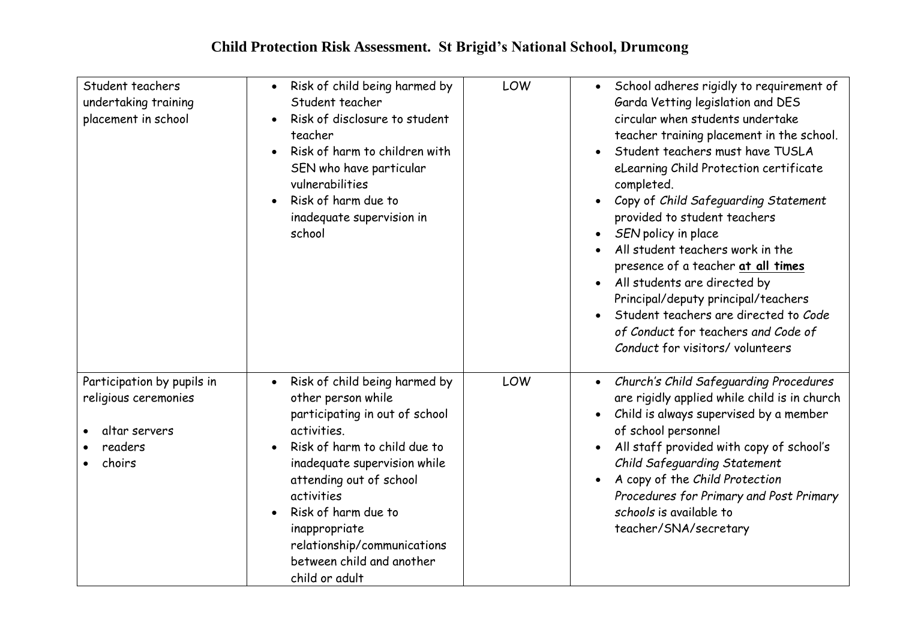# Child Protection Risk Assessment. St Brigid's National School, Drumcong

| | | | |
|---|---|---|---|
| Student teachers undertaking training placement in school | • Risk of child being harmed by Student teacher<br>• Risk of disclosure to student teacher<br>• Risk of harm to children with SEN who have particular vulnerabilities<br>• Risk of harm due to inadequate supervision in school | LOW | • School adheres rigidly to requirement of Garda Vetting legislation and DES circular when students undertake teacher training placement in the school.<br>• Student teachers must have TUSLA eLearning Child Protection certificate completed.<br>• Copy of *Child Safeguarding Statement* provided to student teachers<br>• *SEN* policy in place<br>• All student teachers work in the presence of a teacher **at all times**<br>• All students are directed by Principal/deputy principal/teachers<br>• Student teachers are directed to *Code of Conduct* for teachers *and Code of Conduct* for visitors/ volunteers |
| Participation by pupils in religious ceremonies<br>• altar servers<br>• readers<br>• choirs | • Risk of child being harmed by other person while participating in out of school activities.<br>• Risk of harm to child due to inadequate supervision while attending out of school activities<br>• Risk of harm due to inappropriate relationship/communications between child and another child or adult | LOW | • *Church's Child Safeguarding Procedures* are rigidly applied while child is in church<br>• Child is always supervised by a member of school personnel<br>• All staff provided with copy of school's *Child Safeguarding Statement*<br>• A copy of the *Child Protection Procedures for Primary and Post Primary schools* is available to teacher/SNA/secretary |